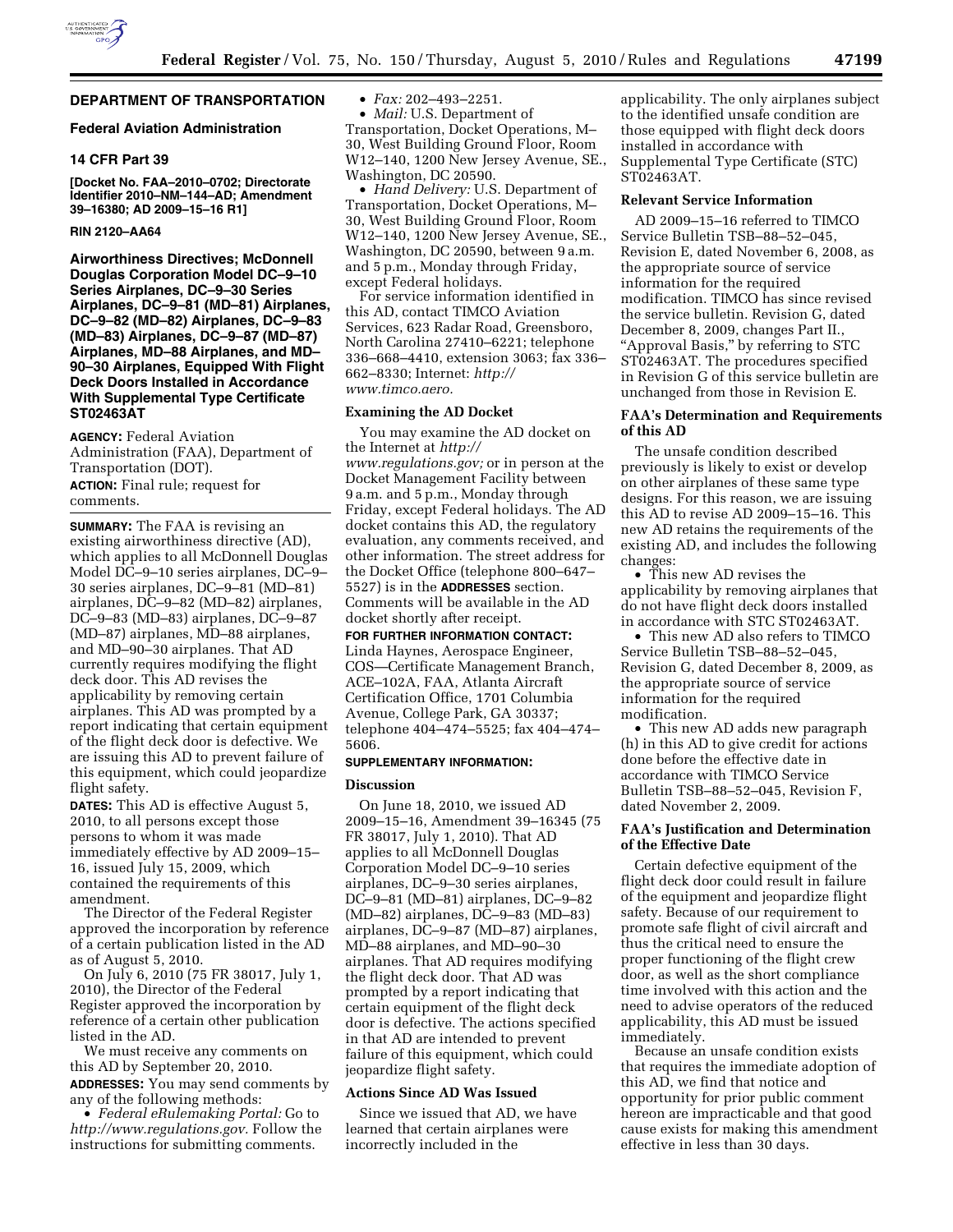## DEPARTMENT OF TRANSPORTATION

### Federal Aviation Administration

### 14 CFR Part 39

**[Docket No. FAA–2010–0702; Directorate Identifier 2010–NM–144–AD; Amendment 39–16380; AD 2009–15–16 R1]**

**RIN 2120–AA64**

## Airworthiness Directives; McDonnell Douglas Corporation Model DC–9–10 Series Airplanes, DC–9–30 Series Airplanes, DC–9–81 (MD–81) Airplanes, DC–9–82 (MD–82) Airplanes, DC–9–83 (MD–83) Airplanes, DC–9–87 (MD–87) Airplanes, MD–88 Airplanes, and MD–90–30 Airplanes, Equipped With Flight Deck Doors Installed in Accordance With Supplemental Type Certificate ST02463AT

**AGENCY:** Federal Aviation Administration (FAA), Department of Transportation (DOT).

**ACTION:** Final rule; request for comments.

**SUMMARY:** The FAA is revising an existing airworthiness directive (AD), which applies to all McDonnell Douglas Model DC–9–10 series airplanes, DC–9–30 series airplanes, DC–9–81 (MD–81) airplanes, DC–9–82 (MD–82) airplanes, DC–9–83 (MD–83) airplanes, DC–9–87 (MD–87) airplanes, MD–88 airplanes, and MD–90–30 airplanes. That AD currently requires modifying the flight deck door. This AD revises the applicability by removing certain airplanes. This AD was prompted by a report indicating that certain equipment of the flight deck door is defective. We are issuing this AD to prevent failure of this equipment, which could jeopardize flight safety.

**DATES:** This AD is effective August 5, 2010, to all persons except those persons to whom it was made immediately effective by AD 2009–15–16, issued July 15, 2009, which contained the requirements of this amendment.

The Director of the Federal Register approved the incorporation by reference of a certain publication listed in the AD as of August 5, 2010.

On July 6, 2010 (75 FR 38017, July 1, 2010), the Director of the Federal Register approved the incorporation by reference of a certain other publication listed in the AD.

We must receive any comments on this AD by September 20, 2010.

**ADDRESSES:** You may send comments by any of the following methods:

- *Federal eRulemaking Portal:* Go to *http://www.regulations.gov.* Follow the instructions for submitting comments.
- *Fax:* 202–493–2251.
- *Mail:* U.S. Department of Transportation, Docket Operations, M–30, West Building Ground Floor, Room W12–140, 1200 New Jersey Avenue, SE., Washington, DC 20590.
- *Hand Delivery:* U.S. Department of Transportation, Docket Operations, M–30, West Building Ground Floor, Room W12–140, 1200 New Jersey Avenue, SE., Washington, DC 20590, between 9 a.m. and 5 p.m., Monday through Friday, except Federal holidays.

For service information identified in this AD, contact TIMCO Aviation Services, 623 Radar Road, Greensboro, North Carolina 27410–6221; telephone 336–668–4410, extension 3063; fax 336–662–8330; Internet: *http://www.timco.aero.*

### Examining the AD Docket

You may examine the AD docket on the Internet at *http://www.regulations.gov;* or in person at the Docket Management Facility between 9 a.m. and 5 p.m., Monday through Friday, except Federal holidays. The AD docket contains this AD, the regulatory evaluation, any comments received, and other information. The street address for the Docket Office (telephone 800–647–5527) is in the **ADDRESSES** section. Comments will be available in the AD docket shortly after receipt.

**FOR FURTHER INFORMATION CONTACT:** Linda Haynes, Aerospace Engineer, COS—Certificate Management Branch, ACE–102A, FAA, Atlanta Aircraft Certification Office, 1701 Columbia Avenue, College Park, GA 30337; telephone 404–474–5525; fax 404–474–5606.

**SUPPLEMENTARY INFORMATION:**

### Discussion

On June 18, 2010, we issued AD 2009–15–16, Amendment 39–16345 (75 FR 38017, July 1, 2010). That AD applies to all McDonnell Douglas Corporation Model DC–9–10 series airplanes, DC–9–30 series airplanes, DC–9–81 (MD–81) airplanes, DC–9–82 (MD–82) airplanes, DC–9–83 (MD–83) airplanes, DC–9–87 (MD–87) airplanes, MD–88 airplanes, and MD–90–30 airplanes. That AD requires modifying the flight deck door. That AD was prompted by a report indicating that certain equipment of the flight deck door is defective. The actions specified in that AD are intended to prevent failure of this equipment, which could jeopardize flight safety.

### Actions Since AD Was Issued

Since we issued that AD, we have learned that certain airplanes were incorrectly included in the applicability. The only airplanes subject to the identified unsafe condition are those equipped with flight deck doors installed in accordance with Supplemental Type Certificate (STC) ST02463AT.

### Relevant Service Information

AD 2009–15–16 referred to TIMCO Service Bulletin TSB–88–52–045, Revision E, dated November 6, 2008, as the appropriate source of service information for the required modification. TIMCO has since revised the service bulletin. Revision G, dated December 8, 2009, changes Part II., "Approval Basis," by referring to STC ST02463AT. The procedures specified in Revision G of this service bulletin are unchanged from those in Revision E.

### FAA's Determination and Requirements of this AD

The unsafe condition described previously is likely to exist or develop on other airplanes of these same type designs. For this reason, we are issuing this AD to revise AD 2009–15–16. This new AD retains the requirements of the existing AD, and includes the following changes:

- This new AD revises the applicability by removing airplanes that do not have flight deck doors installed in accordance with STC ST02463AT.
- This new AD also refers to TIMCO Service Bulletin TSB–88–52–045, Revision G, dated December 8, 2009, as the appropriate source of service information for the required modification.
- This new AD adds new paragraph (h) in this AD to give credit for actions done before the effective date in accordance with TIMCO Service Bulletin TSB–88–52–045, Revision F, dated November 2, 2009.

### FAA's Justification and Determination of the Effective Date

Certain defective equipment of the flight deck door could result in failure of the equipment and jeopardize flight safety. Because of our requirement to promote safe flight of civil aircraft and thus the critical need to ensure the proper functioning of the flight crew door, as well as the short compliance time involved with this action and the need to advise operators of the reduced applicability, this AD must be issued immediately.

Because an unsafe condition exists that requires the immediate adoption of this AD, we find that notice and opportunity for prior public comment hereon are impracticable and that good cause exists for making this amendment effective in less than 30 days.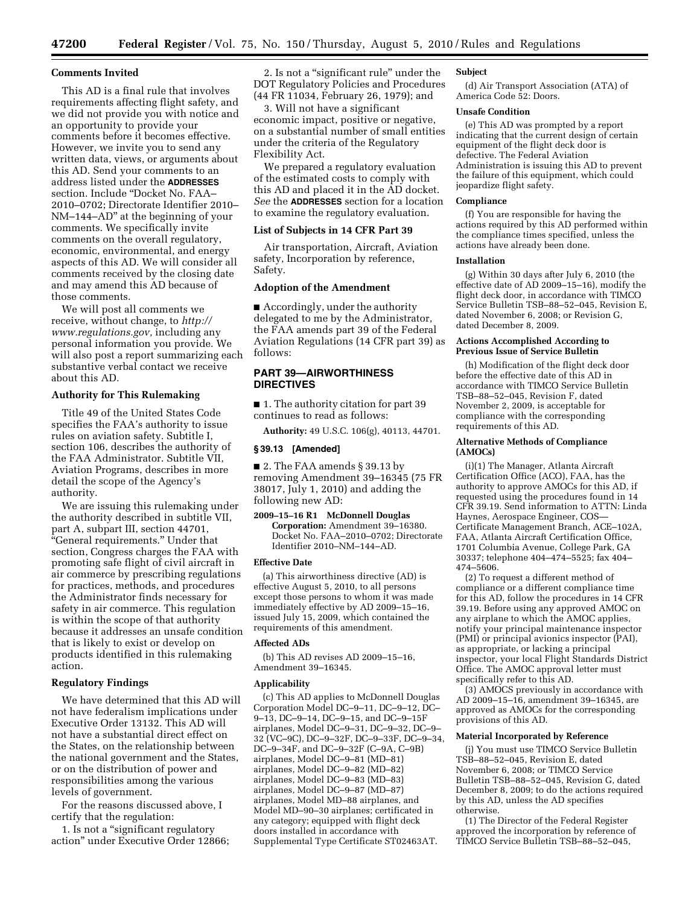### Comments Invited

This AD is a final rule that involves requirements affecting flight safety, and we did not provide you with notice and an opportunity to provide your comments before it becomes effective. However, we invite you to send any written data, views, or arguments about this AD. Send your comments to an address listed under the **ADDRESSES** section. Include "Docket No. FAA–2010–0702; Directorate Identifier 2010–NM–144–AD" at the beginning of your comments. We specifically invite comments on the overall regulatory, economic, environmental, and energy aspects of this AD. We will consider all comments received by the closing date and may amend this AD because of those comments.

We will post all comments we receive, without change, to *http://www.regulations.gov,* including any personal information you provide. We will also post a report summarizing each substantive verbal contact we receive about this AD.

### Authority for This Rulemaking

Title 49 of the United States Code specifies the FAA's authority to issue rules on aviation safety. Subtitle I, section 106, describes the authority of the FAA Administrator. Subtitle VII, Aviation Programs, describes in more detail the scope of the Agency's authority.

We are issuing this rulemaking under the authority described in subtitle VII, part A, subpart III, section 44701, "General requirements." Under that section, Congress charges the FAA with promoting safe flight of civil aircraft in air commerce by prescribing regulations for practices, methods, and procedures the Administrator finds necessary for safety in air commerce. This regulation is within the scope of that authority because it addresses an unsafe condition that is likely to exist or develop on products identified in this rulemaking action.

### Regulatory Findings

We have determined that this AD will not have federalism implications under Executive Order 13132. This AD will not have a substantial direct effect on the States, on the relationship between the national government and the States, or on the distribution of power and responsibilities among the various levels of government.

For the reasons discussed above, I certify that the regulation:

1. Is not a "significant regulatory action" under Executive Order 12866;

2. Is not a "significant rule" under the DOT Regulatory Policies and Procedures (44 FR 11034, February 26, 1979); and

3. Will not have a significant economic impact, positive or negative, on a substantial number of small entities under the criteria of the Regulatory Flexibility Act.

We prepared a regulatory evaluation of the estimated costs to comply with this AD and placed it in the AD docket. *See* the **ADDRESSES** section for a location to examine the regulatory evaluation.

### List of Subjects in 14 CFR Part 39

Air transportation, Aircraft, Aviation safety, Incorporation by reference, Safety.

### Adoption of the Amendment

■ Accordingly, under the authority delegated to me by the Administrator, the FAA amends part 39 of the Federal Aviation Regulations (14 CFR part 39) as follows:

## PART 39—AIRWORTHINESS DIRECTIVES

■ 1. The authority citation for part 39 continues to read as follows:

**Authority:** 49 U.S.C. 106(g), 40113, 44701.

### § 39.13 [Amended]

■ 2. The FAA amends § 39.13 by removing Amendment 39–16345 (75 FR 38017, July 1, 2010) and adding the following new AD:

**2009–15–16 R1 McDonnell Douglas Corporation:** Amendment 39–16380. Docket No. FAA–2010–0702; Directorate Identifier 2010–NM–144–AD.

#### Effective Date

(a) This airworthiness directive (AD) is effective August 5, 2010, to all persons except those persons to whom it was made immediately effective by AD 2009–15–16, issued July 15, 2009, which contained the requirements of this amendment.

#### Affected ADs

(b) This AD revises AD 2009–15–16, Amendment 39–16345.

#### Applicability

(c) This AD applies to McDonnell Douglas Corporation Model DC–9–11, DC–9–12, DC–9–13, DC–9–14, DC–9–15, and DC–9–15F airplanes, Model DC–9–31, DC–9–32, DC–9–32 (VC–9C), DC–9–32F, DC–9–33F, DC–9–34, DC–9–34F, and DC–9–32F (C–9A, C–9B) airplanes, Model DC–9–81 (MD–81) airplanes, Model DC–9–82 (MD–82) airplanes, Model DC–9–83 (MD–83) airplanes, Model DC–9–87 (MD–87) airplanes, Model MD–88 airplanes, and Model MD–90–30 airplanes; certificated in any category; equipped with flight deck doors installed in accordance with Supplemental Type Certificate ST02463AT.

#### Subject

(d) Air Transport Association (ATA) of America Code 52: Doors.

#### Unsafe Condition

(e) This AD was prompted by a report indicating that the current design of certain equipment of the flight deck door is defective. The Federal Aviation Administration is issuing this AD to prevent the failure of this equipment, which could jeopardize flight safety.

#### Compliance

(f) You are responsible for having the actions required by this AD performed within the compliance times specified, unless the actions have already been done.

#### Installation

(g) Within 30 days after July 6, 2010 (the effective date of AD 2009–15–16), modify the flight deck door, in accordance with TIMCO Service Bulletin TSB–88–52–045, Revision E, dated November 6, 2008; or Revision G, dated December 8, 2009.

#### Actions Accomplished According to Previous Issue of Service Bulletin

(h) Modification of the flight deck door before the effective date of this AD in accordance with TIMCO Service Bulletin TSB–88–52–045, Revision F, dated November 2, 2009, is acceptable for compliance with the corresponding requirements of this AD.

#### Alternative Methods of Compliance (AMOCs)

(i)(1) The Manager, Atlanta Aircraft Certification Office (ACO), FAA, has the authority to approve AMOCs for this AD, if requested using the procedures found in 14 CFR 39.19. Send information to ATTN: Linda Haynes, Aerospace Engineer, COS—Certificate Management Branch, ACE–102A, FAA, Atlanta Aircraft Certification Office, 1701 Columbia Avenue, College Park, GA 30337; telephone 404–474–5525; fax 404–474–5606.

(2) To request a different method of compliance or a different compliance time for this AD, follow the procedures in 14 CFR 39.19. Before using any approved AMOC on any airplane to which the AMOC applies, notify your principal maintenance inspector (PMI) or principal avionics inspector (PAI), as appropriate, or lacking a principal inspector, your local Flight Standards District Office. The AMOC approval letter must specifically refer to this AD.

(3) AMOCS previously in accordance with AD 2009–15–16, amendment 39–16345, are approved as AMOCs for the corresponding provisions of this AD.

#### Material Incorporated by Reference

(j) You must use TIMCO Service Bulletin TSB–88–52–045, Revision E, dated November 6, 2008; or TIMCO Service Bulletin TSB–88–52–045, Revision G, dated December 8, 2009; to do the actions required by this AD, unless the AD specifies otherwise.

(1) The Director of the Federal Register approved the incorporation by reference of TIMCO Service Bulletin TSB–88–52–045,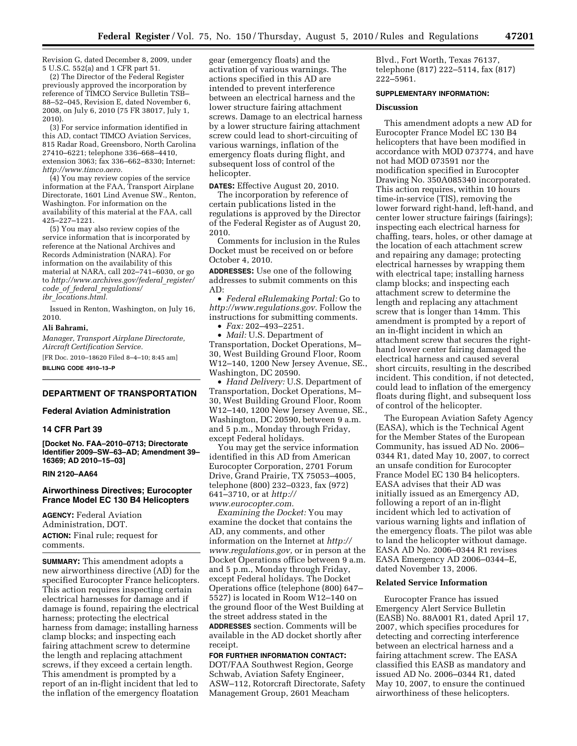Revision G, dated December 8, 2009, under 5 U.S.C. 552(a) and 1 CFR part 51.

(2) The Director of the Federal Register previously approved the incorporation by reference of TIMCO Service Bulletin TSB–88–52–045, Revision E, dated November 6, 2008, on July 6, 2010 (75 FR 38017, July 1, 2010).

(3) For service information identified in this AD, contact TIMCO Aviation Services, 815 Radar Road, Greensboro, North Carolina 27410–6221; telephone 336–668–4410, extension 3063; fax 336–662–8330; Internet: *http://www.timco.aero.*

(4) You may review copies of the service information at the FAA, Transport Airplane Directorate, 1601 Lind Avenue SW., Renton, Washington. For information on the availability of this material at the FAA, call 425–227–1221.

(5) You may also review copies of the service information that is incorporated by reference at the National Archives and Records Administration (NARA). For information on the availability of this material at NARA, call 202–741–6030, or go to *http://www.archives.gov/federal_register/code_of_federal_regulations/ibr_locations.html.*

Issued in Renton, Washington, on July 16, 2010.

**Ali Bahrami,**

*Manager, Transport Airplane Directorate, Aircraft Certification Service.*

[FR Doc. 2010–18620 Filed 8–4–10; 8:45 am]

**BILLING CODE 4910–13–P**

## DEPARTMENT OF TRANSPORTATION

### Federal Aviation Administration

### 14 CFR Part 39

**[Docket No. FAA–2010–0713; Directorate Identifier 2009–SW–63–AD; Amendment 39–16369; AD 2010–15–03]**

**RIN 2120–AA64**

### Airworthiness Directives; Eurocopter France Model EC 130 B4 Helicopters

**AGENCY:** Federal Aviation Administration, DOT.

**ACTION:** Final rule; request for comments.

**SUMMARY:** This amendment adopts a new airworthiness directive (AD) for the specified Eurocopter France helicopters. This action requires inspecting certain electrical harnesses for damage and if damage is found, repairing the electrical harness; protecting the electrical harness from damage; installing harness clamp blocks; and inspecting each fairing attachment screw to determine the length and replacing attachment screws, if they exceed a certain length. This amendment is prompted by a report of an in-flight incident that led to the inflation of the emergency floatation gear (emergency floats) and the activation of various warnings. The actions specified in this AD are intended to prevent interference between an electrical harness and the lower structure fairing attachment screws. Damage to an electrical harness by a lower structure fairing attachment screw could lead to short-circuiting of various warnings, inflation of the emergency floats during flight, and subsequent loss of control of the helicopter.

**DATES:** Effective August 20, 2010.

The incorporation by reference of certain publications listed in the regulations is approved by the Director of the Federal Register as of August 20, 2010.

Comments for inclusion in the Rules Docket must be received on or before October 4, 2010.

**ADDRESSES:** Use one of the following addresses to submit comments on this AD:

- *Federal eRulemaking Portal:* Go to *http://www.regulations.gov.* Follow the instructions for submitting comments.
- *Fax:* 202–493–2251.
- *Mail:* U.S. Department of Transportation, Docket Operations, M–30, West Building Ground Floor, Room W12–140, 1200 New Jersey Avenue, SE., Washington, DC 20590.
- *Hand Delivery:* U.S. Department of Transportation, Docket Operations, M–30, West Building Ground Floor, Room W12–140, 1200 New Jersey Avenue, SE., Washington, DC 20590, between 9 a.m. and 5 p.m., Monday through Friday, except Federal holidays.

You may get the service information identified in this AD from American Eurocopter Corporation, 2701 Forum Drive, Grand Prairie, TX 75053–4005, telephone (800) 232–0323, fax (972) 641–3710, or at *http://www.eurocopter.com.*

*Examining the Docket:* You may examine the docket that contains the AD, any comments, and other information on the Internet at *http://www.regulations.gov,* or in person at the Docket Operations office between 9 a.m. and 5 p.m., Monday through Friday, except Federal holidays. The Docket Operations office (telephone (800) 647–5527) is located in Room W12–140 on the ground floor of the West Building at the street address stated in the **ADDRESSES** section. Comments will be available in the AD docket shortly after receipt.

**FOR FURTHER INFORMATION CONTACT:** DOT/FAA Southwest Region, George Schwab, Aviation Safety Engineer, ASW–112, Rotorcraft Directorate, Safety Management Group, 2601 Meacham Blvd., Fort Worth, Texas 76137, telephone (817) 222–5114, fax (817) 222–5961.

**SUPPLEMENTARY INFORMATION:**

#### Discussion

This amendment adopts a new AD for Eurocopter France Model EC 130 B4 helicopters that have been modified in accordance with MOD 073774, and have not had MOD 073591 nor the modification specified in Eurocopter Drawing No. 350A085340 incorporated. This action requires, within 10 hours time-in-service (TIS), removing the lower forward right-hand, left-hand, and center lower structure fairings (fairings); inspecting each electrical harness for chaffing, tears, holes, or other damage at the location of each attachment screw and repairing any damage; protecting electrical harnesses by wrapping them with electrical tape; installing harness clamp blocks; and inspecting each attachment screw to determine the length and replacing any attachment screw that is longer than 14mm. This amendment is prompted by a report of an in-flight incident in which an attachment screw that secures the right-hand lower center fairing damaged the electrical harness and caused several short circuits, resulting in the described incident. This condition, if not detected, could lead to inflation of the emergency floats during flight, and subsequent loss of control of the helicopter.

The European Aviation Safety Agency (EASA), which is the Technical Agent for the Member States of the European Community, has issued AD No. 2006–0344 R1, dated May 10, 2007, to correct an unsafe condition for Eurocopter France Model EC 130 B4 helicopters. EASA advises that their AD was initially issued as an Emergency AD, following a report of an in-flight incident which led to activation of various warning lights and inflation of the emergency floats. The pilot was able to land the helicopter without damage. EASA AD No. 2006–0344 R1 revises EASA Emergency AD 2006–0344–E, dated November 13, 2006.

#### Related Service Information

Eurocopter France has issued Emergency Alert Service Bulletin (EASB) No. 88A001 R1, dated April 17, 2007, which specifies procedures for detecting and correcting interference between an electrical harness and a fairing attachment screw. The EASA classified this EASB as mandatory and issued AD No. 2006–0344 R1, dated May 10, 2007, to ensure the continued airworthiness of these helicopters.